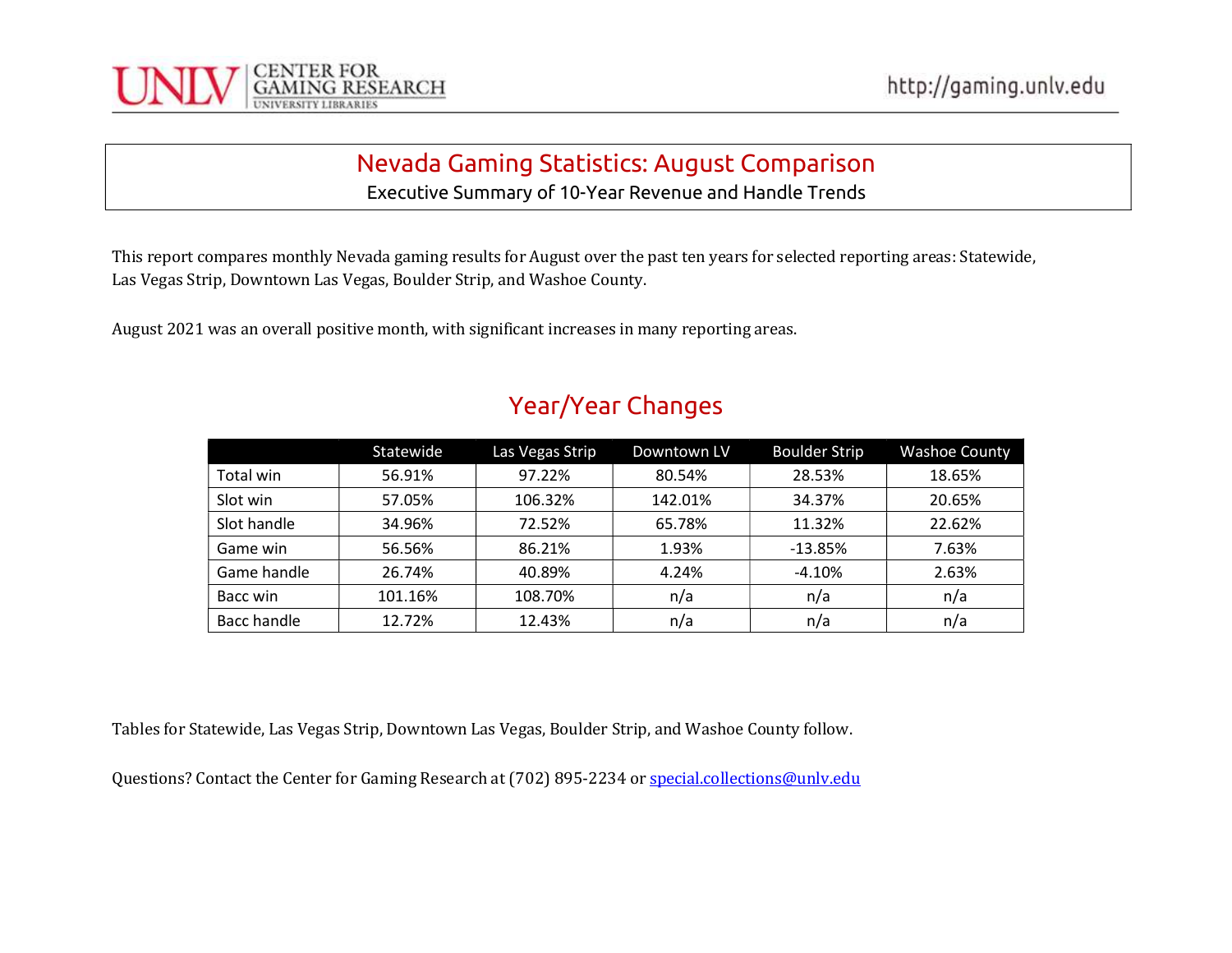UNLV CENTER FOR GAMING RESEARCH UNIVERSITY LIBRARIES

http://gaming.unlv.edu

# Nevada Gaming Statistics: August Comparison

Executive Summary of 10-Year Revenue and Handle Trends

This report compares monthly Nevada gaming results for August over the past ten years for selected reporting areas: Statewide, Las Vegas Strip, Downtown Las Vegas, Boulder Strip, and Washoe County.

August 2021 was an overall positive month, with significant increases in many reporting areas.

## Year/Year Changes

| | Statewide | Las Vegas Strip | Downtown LV | Boulder Strip | Washoe County |
|---|---|---|---|---|---|
| Total win | 56.91% | 97.22% | 80.54% | 28.53% | 18.65% |
| Slot win | 57.05% | 106.32% | 142.01% | 34.37% | 20.65% |
| Slot handle | 34.96% | 72.52% | 65.78% | 11.32% | 22.62% |
| Game win | 56.56% | 86.21% | 1.93% | -13.85% | 7.63% |
| Game handle | 26.74% | 40.89% | 4.24% | -4.10% | 2.63% |
| Bacc win | 101.16% | 108.70% | n/a | n/a | n/a |
| Bacc handle | 12.72% | 12.43% | n/a | n/a | n/a |

Tables for Statewide, Las Vegas Strip, Downtown Las Vegas, Boulder Strip, and Washoe County follow.

Questions? Contact the Center for Gaming Research at (702) 895-2234 or special.collections@unlv.edu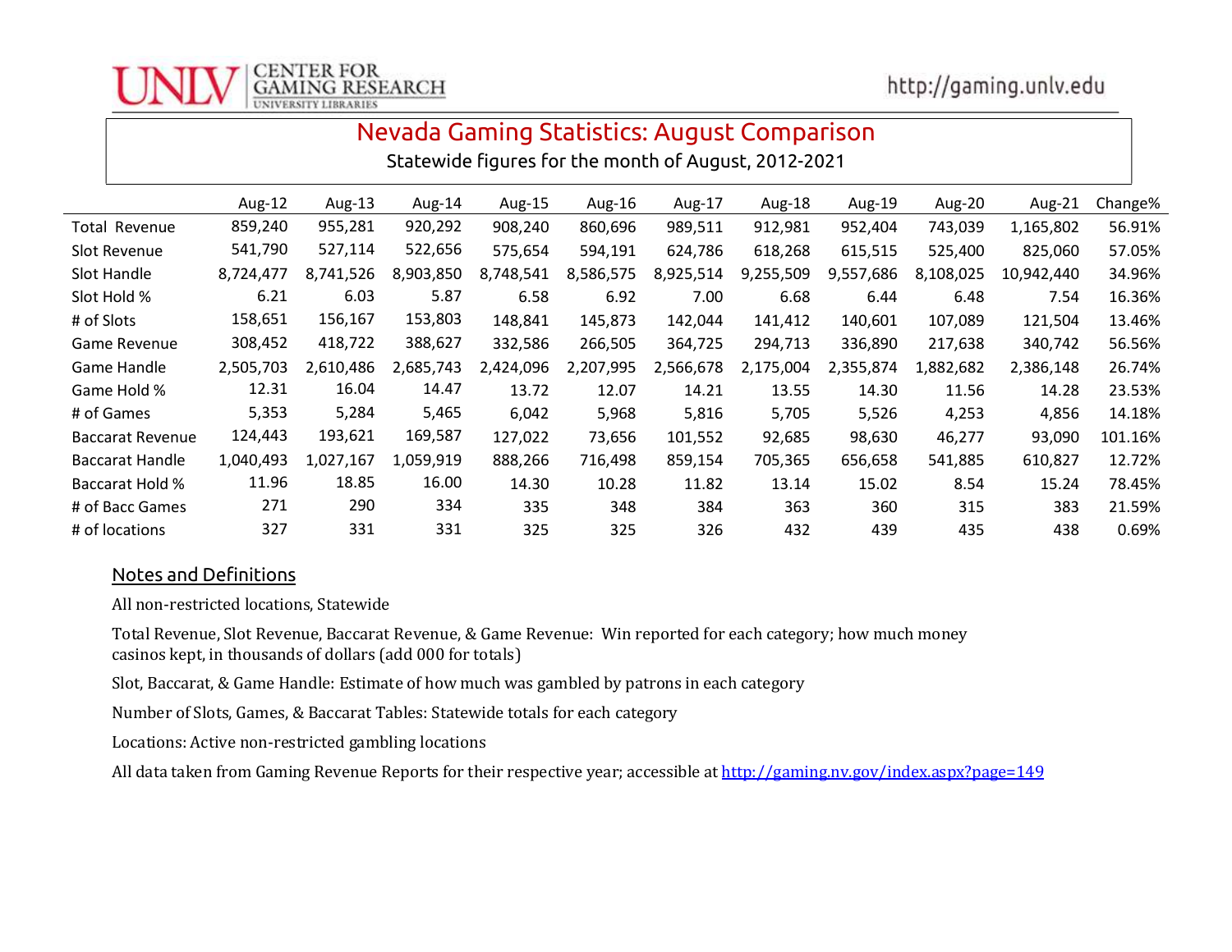# Nevada Gaming Statistics: August Comparison

Statewide figures for the month of August, 2012-2021

| | Aug-12 | Aug-13 | Aug-14 | Aug-15 | Aug-16 | Aug-17 | Aug-18 | Aug-19 | Aug-20 | Aug-21 | Change% |
|---|---|---|---|---|---|---|---|---|---|---|---|
| Total Revenue | 859,240 | 955,281 | 920,292 | 908,240 | 860,696 | 989,511 | 912,981 | 952,404 | 743,039 | 1,165,802 | 56.91% |
| Slot Revenue | 541,790 | 527,114 | 522,656 | 575,654 | 594,191 | 624,786 | 618,268 | 615,515 | 525,400 | 825,060 | 57.05% |
| Slot Handle | 8,724,477 | 8,741,526 | 8,903,850 | 8,748,541 | 8,586,575 | 8,925,514 | 9,255,509 | 9,557,686 | 8,108,025 | 10,942,440 | 34.96% |
| Slot Hold % | 6.21 | 6.03 | 5.87 | 6.58 | 6.92 | 7.00 | 6.68 | 6.44 | 6.48 | 7.54 | 16.36% |
| # of Slots | 158,651 | 156,167 | 153,803 | 148,841 | 145,873 | 142,044 | 141,412 | 140,601 | 107,089 | 121,504 | 13.46% |
| Game Revenue | 308,452 | 418,722 | 388,627 | 332,586 | 266,505 | 364,725 | 294,713 | 336,890 | 217,638 | 340,742 | 56.56% |
| Game Handle | 2,505,703 | 2,610,486 | 2,685,743 | 2,424,096 | 2,207,995 | 2,566,678 | 2,175,004 | 2,355,874 | 1,882,682 | 2,386,148 | 26.74% |
| Game Hold % | 12.31 | 16.04 | 14.47 | 13.72 | 12.07 | 14.21 | 13.55 | 14.30 | 11.56 | 14.28 | 23.53% |
| # of Games | 5,353 | 5,284 | 5,465 | 6,042 | 5,968 | 5,816 | 5,705 | 5,526 | 4,253 | 4,856 | 14.18% |
| Baccarat Revenue | 124,443 | 193,621 | 169,587 | 127,022 | 73,656 | 101,552 | 92,685 | 98,630 | 46,277 | 93,090 | 101.16% |
| Baccarat Handle | 1,040,493 | 1,027,167 | 1,059,919 | 888,266 | 716,498 | 859,154 | 705,365 | 656,658 | 541,885 | 610,827 | 12.72% |
| Baccarat Hold % | 11.96 | 18.85 | 16.00 | 14.30 | 10.28 | 11.82 | 13.14 | 15.02 | 8.54 | 15.24 | 78.45% |
| # of Bacc Games | 271 | 290 | 334 | 335 | 348 | 384 | 363 | 360 | 315 | 383 | 21.59% |
| # of locations | 327 | 331 | 331 | 325 | 325 | 326 | 432 | 439 | 435 | 438 | 0.69% |

## Notes and Definitions

All non-restricted locations, Statewide

Total Revenue, Slot Revenue, Baccarat Revenue, & Game Revenue: Win reported for each category; how much money casinos kept, in thousands of dollars (add 000 for totals)

Slot, Baccarat, & Game Handle: Estimate of how much was gambled by patrons in each category

Number of Slots, Games, & Baccarat Tables: Statewide totals for each category

Locations: Active non-restricted gambling locations

All data taken from Gaming Revenue Reports for their respective year; accessible at http://gaming.nv.gov/index.aspx?page=149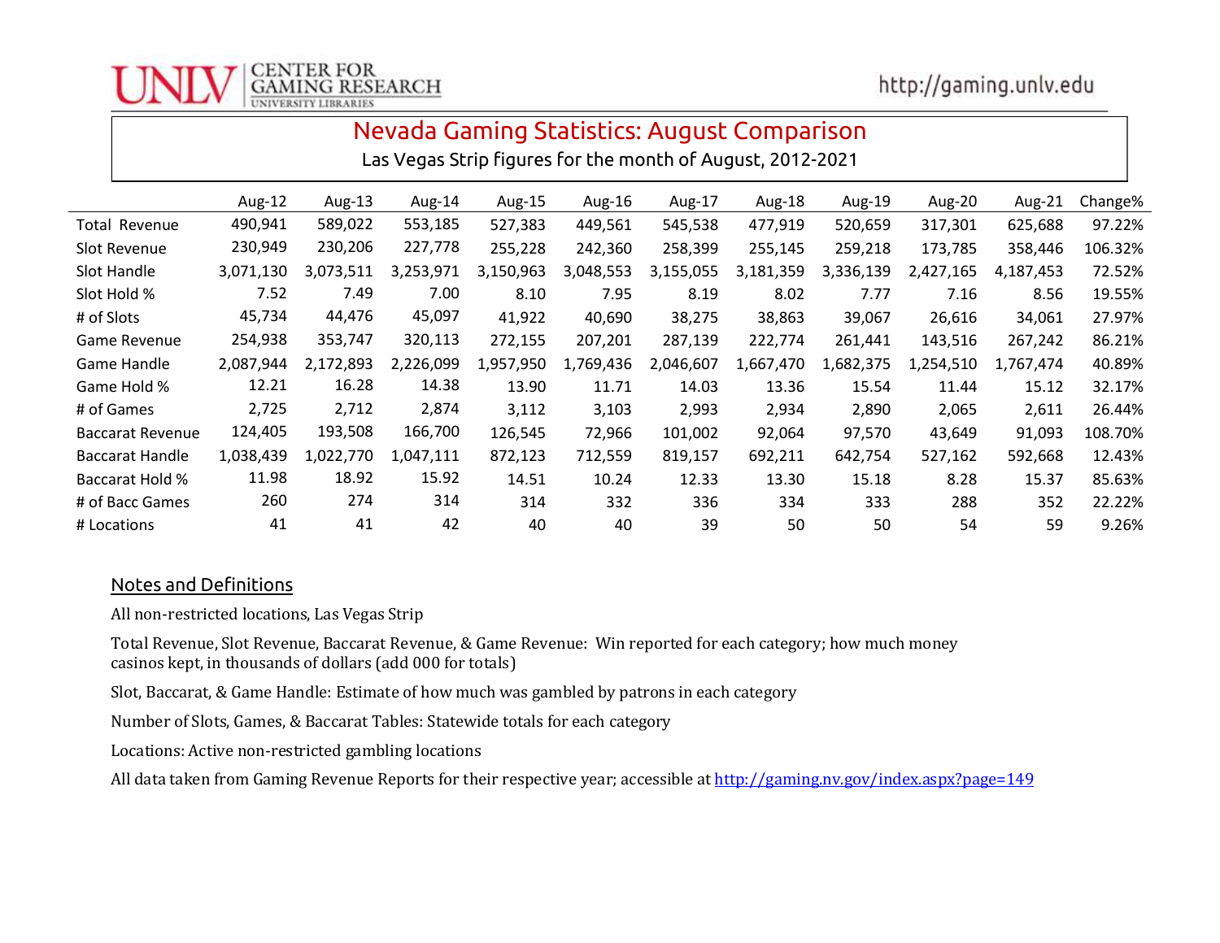UNLV CENTER FOR GAMING RESEARCH UNIVERSITY LIBRARIES

http://gaming.unlv.edu

# Nevada Gaming Statistics: August Comparison

Las Vegas Strip figures for the month of August, 2012-2021

| | Aug-12 | Aug-13 | Aug-14 | Aug-15 | Aug-16 | Aug-17 | Aug-18 | Aug-19 | Aug-20 | Aug-21 | Change% |
|---|---|---|---|---|---|---|---|---|---|---|---|
| Total Revenue | 490,941 | 589,022 | 553,185 | 527,383 | 449,561 | 545,538 | 477,919 | 520,659 | 317,301 | 625,688 | 97.22% |
| Slot Revenue | 230,949 | 230,206 | 227,778 | 255,228 | 242,360 | 258,399 | 255,145 | 259,218 | 173,785 | 358,446 | 106.32% |
| Slot Handle | 3,071,130 | 3,073,511 | 3,253,971 | 3,150,963 | 3,048,553 | 3,155,055 | 3,181,359 | 3,336,139 | 2,427,165 | 4,187,453 | 72.52% |
| Slot Hold % | 7.52 | 7.49 | 7.00 | 8.10 | 7.95 | 8.19 | 8.02 | 7.77 | 7.16 | 8.56 | 19.55% |
| # of Slots | 45,734 | 44,476 | 45,097 | 41,922 | 40,690 | 38,275 | 38,863 | 39,067 | 26,616 | 34,061 | 27.97% |
| Game Revenue | 254,938 | 353,747 | 320,113 | 272,155 | 207,201 | 287,139 | 222,774 | 261,441 | 143,516 | 267,242 | 86.21% |
| Game Handle | 2,087,944 | 2,172,893 | 2,226,099 | 1,957,950 | 1,769,436 | 2,046,607 | 1,667,470 | 1,682,375 | 1,254,510 | 1,767,474 | 40.89% |
| Game Hold % | 12.21 | 16.28 | 14.38 | 13.90 | 11.71 | 14.03 | 13.36 | 15.54 | 11.44 | 15.12 | 32.17% |
| # of Games | 2,725 | 2,712 | 2,874 | 3,112 | 3,103 | 2,993 | 2,934 | 2,890 | 2,065 | 2,611 | 26.44% |
| Baccarat Revenue | 124,405 | 193,508 | 166,700 | 126,545 | 72,966 | 101,002 | 92,064 | 97,570 | 43,649 | 91,093 | 108.70% |
| Baccarat Handle | 1,038,439 | 1,022,770 | 1,047,111 | 872,123 | 712,559 | 819,157 | 692,211 | 642,754 | 527,162 | 592,668 | 12.43% |
| Baccarat Hold % | 11.98 | 18.92 | 15.92 | 14.51 | 10.24 | 12.33 | 13.30 | 15.18 | 8.28 | 15.37 | 85.63% |
| # of Bacc Games | 260 | 274 | 314 | 314 | 332 | 336 | 334 | 333 | 288 | 352 | 22.22% |
| # Locations | 41 | 41 | 42 | 40 | 40 | 39 | 50 | 50 | 54 | 59 | 9.26% |

## Notes and Definitions

All non-restricted locations, Las Vegas Strip

Total Revenue, Slot Revenue, Baccarat Revenue, & Game Revenue: Win reported for each category; how much money casinos kept, in thousands of dollars (add 000 for totals)

Slot, Baccarat, & Game Handle: Estimate of how much was gambled by patrons in each category

Number of Slots, Games, & Baccarat Tables: Statewide totals for each category

Locations: Active non-restricted gambling locations

All data taken from Gaming Revenue Reports for their respective year; accessible at http://gaming.nv.gov/index.aspx?page=149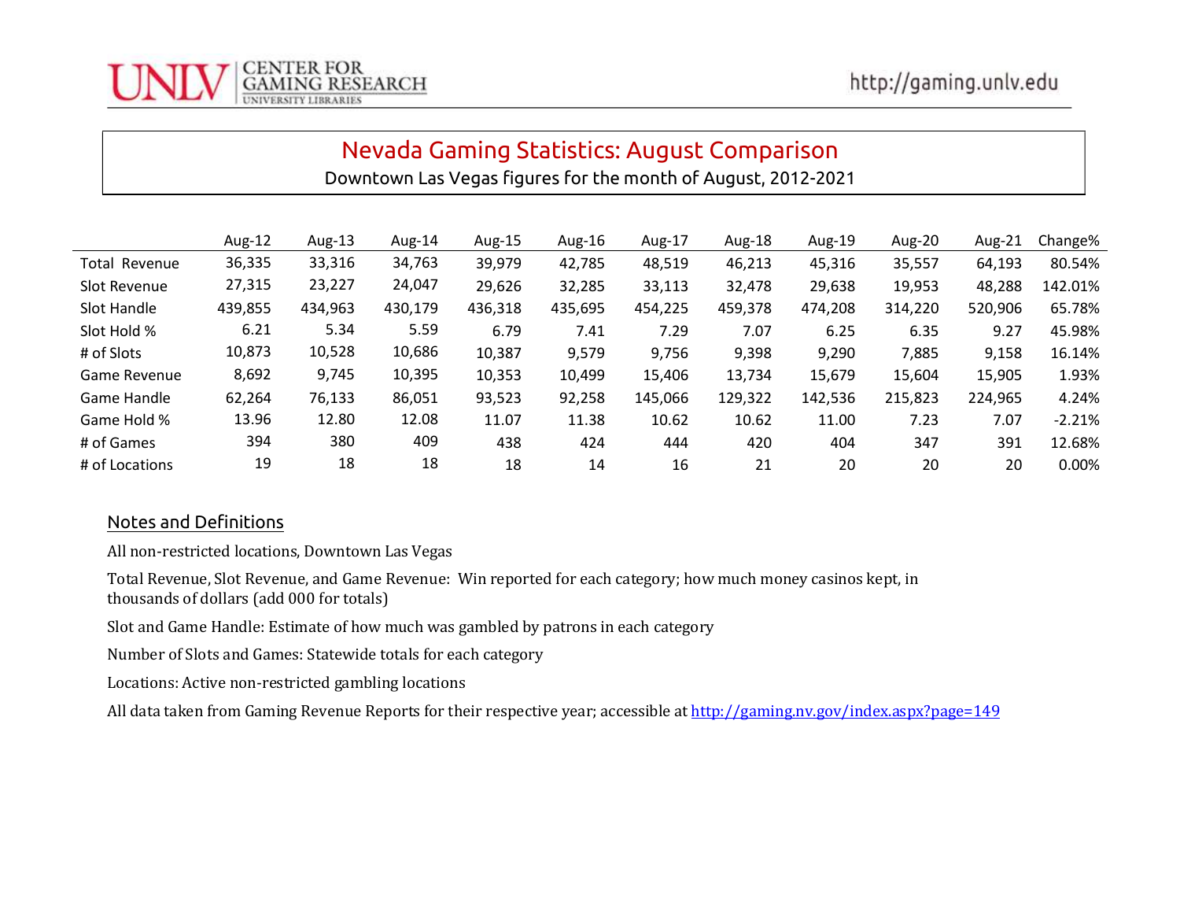UNLV | CENTER FOR GAMING RESEARCH
UNIVERSITY LIBRARIES

http://gaming.unlv.edu

# Nevada Gaming Statistics: August Comparison

Downtown Las Vegas figures for the month of August, 2012-2021

| | Aug-12 | Aug-13 | Aug-14 | Aug-15 | Aug-16 | Aug-17 | Aug-18 | Aug-19 | Aug-20 | Aug-21 | Change% |
|---|---|---|---|---|---|---|---|---|---|---|---|
| Total Revenue | 36,335 | 33,316 | 34,763 | 39,979 | 42,785 | 48,519 | 46,213 | 45,316 | 35,557 | 64,193 | 80.54% |
| Slot Revenue | 27,315 | 23,227 | 24,047 | 29,626 | 32,285 | 33,113 | 32,478 | 29,638 | 19,953 | 48,288 | 142.01% |
| Slot Handle | 439,855 | 434,963 | 430,179 | 436,318 | 435,695 | 454,225 | 459,378 | 474,208 | 314,220 | 520,906 | 65.78% |
| Slot Hold % | 6.21 | 5.34 | 5.59 | 6.79 | 7.41 | 7.29 | 7.07 | 6.25 | 6.35 | 9.27 | 45.98% |
| # of Slots | 10,873 | 10,528 | 10,686 | 10,387 | 9,579 | 9,756 | 9,398 | 9,290 | 7,885 | 9,158 | 16.14% |
| Game Revenue | 8,692 | 9,745 | 10,395 | 10,353 | 10,499 | 15,406 | 13,734 | 15,679 | 15,604 | 15,905 | 1.93% |
| Game Handle | 62,264 | 76,133 | 86,051 | 93,523 | 92,258 | 145,066 | 129,322 | 142,536 | 215,823 | 224,965 | 4.24% |
| Game Hold % | 13.96 | 12.80 | 12.08 | 11.07 | 11.38 | 10.62 | 10.62 | 11.00 | 7.23 | 7.07 | -2.21% |
| # of Games | 394 | 380 | 409 | 438 | 424 | 444 | 420 | 404 | 347 | 391 | 12.68% |
| # of Locations | 19 | 18 | 18 | 18 | 14 | 16 | 21 | 20 | 20 | 20 | 0.00% |

## Notes and Definitions

All non-restricted locations, Downtown Las Vegas

Total Revenue, Slot Revenue, and Game Revenue: Win reported for each category; how much money casinos kept, in thousands of dollars (add 000 for totals)

Slot and Game Handle: Estimate of how much was gambled by patrons in each category

Number of Slots and Games: Statewide totals for each category

Locations: Active non-restricted gambling locations

All data taken from Gaming Revenue Reports for their respective year; accessible at http://gaming.nv.gov/index.aspx?page=149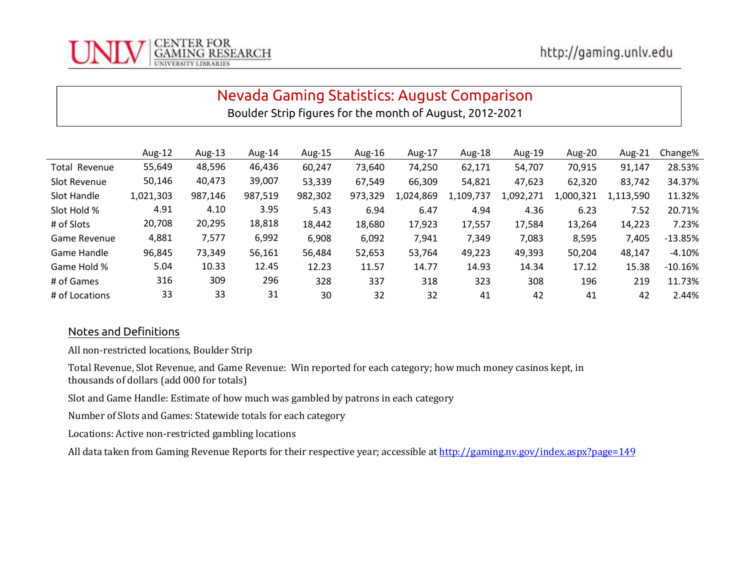# Nevada Gaming Statistics: August Comparison

Boulder Strip figures for the month of August, 2012-2021

| | Aug-12 | Aug-13 | Aug-14 | Aug-15 | Aug-16 | Aug-17 | Aug-18 | Aug-19 | Aug-20 | Aug-21 | Change% |
|---|---|---|---|---|---|---|---|---|---|---|---|
| Total Revenue | 55,649 | 48,596 | 46,436 | 60,247 | 73,640 | 74,250 | 62,171 | 54,707 | 70,915 | 91,147 | 28.53% |
| Slot Revenue | 50,146 | 40,473 | 39,007 | 53,339 | 67,549 | 66,309 | 54,821 | 47,623 | 62,320 | 83,742 | 34.37% |
| Slot Handle | 1,021,303 | 987,146 | 987,519 | 982,302 | 973,329 | 1,024,869 | 1,109,737 | 1,092,271 | 1,000,321 | 1,113,590 | 11.32% |
| Slot Hold % | 4.91 | 4.10 | 3.95 | 5.43 | 6.94 | 6.47 | 4.94 | 4.36 | 6.23 | 7.52 | 20.71% |
| # of Slots | 20,708 | 20,295 | 18,818 | 18,442 | 18,680 | 17,923 | 17,557 | 17,584 | 13,264 | 14,223 | 7.23% |
| Game Revenue | 4,881 | 7,577 | 6,992 | 6,908 | 6,092 | 7,941 | 7,349 | 7,083 | 8,595 | 7,405 | -13.85% |
| Game Handle | 96,845 | 73,349 | 56,161 | 56,484 | 52,653 | 53,764 | 49,223 | 49,393 | 50,204 | 48,147 | -4.10% |
| Game Hold % | 5.04 | 10.33 | 12.45 | 12.23 | 11.57 | 14.77 | 14.93 | 14.34 | 17.12 | 15.38 | -10.16% |
| # of Games | 316 | 309 | 296 | 328 | 337 | 318 | 323 | 308 | 196 | 219 | 11.73% |
| # of Locations | 33 | 33 | 31 | 30 | 32 | 32 | 41 | 42 | 41 | 42 | 2.44% |

## Notes and Definitions

All non-restricted locations, Boulder Strip

Total Revenue, Slot Revenue, and Game Revenue: Win reported for each category; how much money casinos kept, in thousands of dollars (add 000 for totals)

Slot and Game Handle: Estimate of how much was gambled by patrons in each category

Number of Slots and Games: Statewide totals for each category

Locations: Active non-restricted gambling locations

All data taken from Gaming Revenue Reports for their respective year; accessible at http://gaming.nv.gov/index.aspx?page=149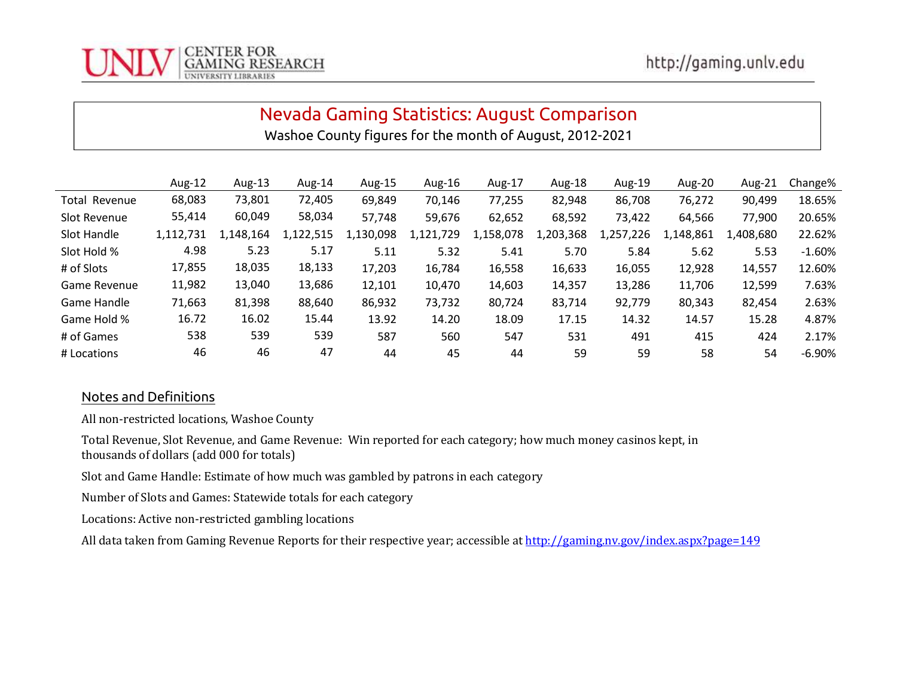# Nevada Gaming Statistics: August Comparison

Washoe County figures for the month of August, 2012-2021

| | Aug-12 | Aug-13 | Aug-14 | Aug-15 | Aug-16 | Aug-17 | Aug-18 | Aug-19 | Aug-20 | Aug-21 | Change% |
|---|---|---|---|---|---|---|---|---|---|---|---|
| Total Revenue | 68,083 | 73,801 | 72,405 | 69,849 | 70,146 | 77,255 | 82,948 | 86,708 | 76,272 | 90,499 | 18.65% |
| Slot Revenue | 55,414 | 60,049 | 58,034 | 57,748 | 59,676 | 62,652 | 68,592 | 73,422 | 64,566 | 77,900 | 20.65% |
| Slot Handle | 1,112,731 | 1,148,164 | 1,122,515 | 1,130,098 | 1,121,729 | 1,158,078 | 1,203,368 | 1,257,226 | 1,148,861 | 1,408,680 | 22.62% |
| Slot Hold % | 4.98 | 5.23 | 5.17 | 5.11 | 5.32 | 5.41 | 5.70 | 5.84 | 5.62 | 5.53 | -1.60% |
| # of Slots | 17,855 | 18,035 | 18,133 | 17,203 | 16,784 | 16,558 | 16,633 | 16,055 | 12,928 | 14,557 | 12.60% |
| Game Revenue | 11,982 | 13,040 | 13,686 | 12,101 | 10,470 | 14,603 | 14,357 | 13,286 | 11,706 | 12,599 | 7.63% |
| Game Handle | 71,663 | 81,398 | 88,640 | 86,932 | 73,732 | 80,724 | 83,714 | 92,779 | 80,343 | 82,454 | 2.63% |
| Game Hold % | 16.72 | 16.02 | 15.44 | 13.92 | 14.20 | 18.09 | 17.15 | 14.32 | 14.57 | 15.28 | 4.87% |
| # of Games | 538 | 539 | 539 | 587 | 560 | 547 | 531 | 491 | 415 | 424 | 2.17% |
| # Locations | 46 | 46 | 47 | 44 | 45 | 44 | 59 | 59 | 58 | 54 | -6.90% |

## Notes and Definitions

All non-restricted locations, Washoe County

Total Revenue, Slot Revenue, and Game Revenue: Win reported for each category; how much money casinos kept, in thousands of dollars (add 000 for totals)

Slot and Game Handle: Estimate of how much was gambled by patrons in each category

Number of Slots and Games: Statewide totals for each category

Locations: Active non-restricted gambling locations

All data taken from Gaming Revenue Reports for their respective year; accessible at http://gaming.nv.gov/index.aspx?page=149